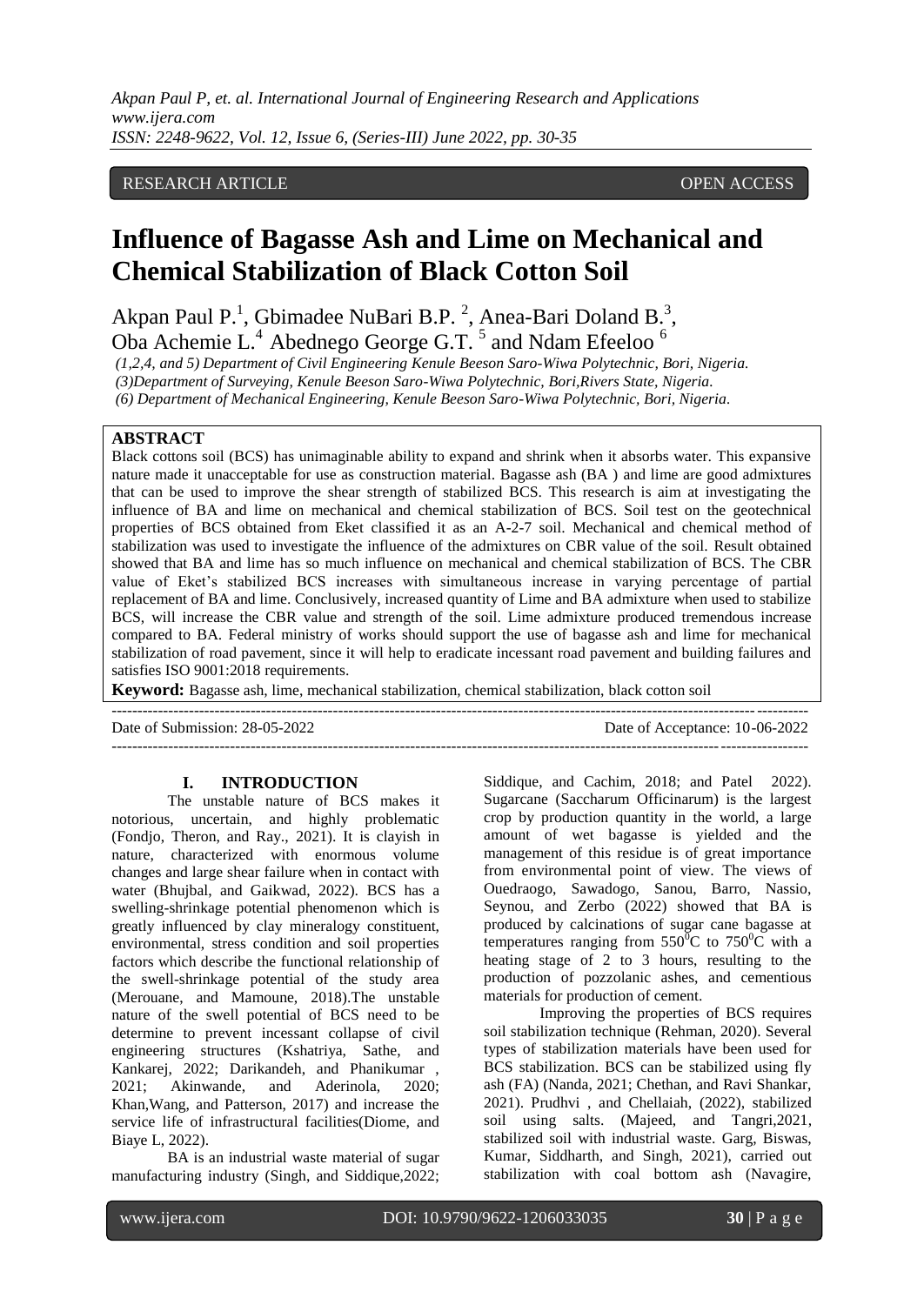RESEARCH ARTICLE OPEN ACCESS

# Influence of Bagasse Ash and Lime on Mechanical and Chemical Stabilization of Black Cotton Soil

Akpan Paul P.[1], Gbimadee NuBari B.P. [2], Anea-Bari Doland B.[3], Oba Achemie L.[4] Abednego George G.T. [5] and Ndam Efeeloo [6]

(1,2,4, and 5) Department of Civil Engineering Kenule Beeson Saro-Wiwa Polytechnic, Bori, Nigeria.
(3)Department of Surveying, Kenule Beeson Saro-Wiwa Polytechnic, Bori,Rivers State, Nigeria.
(6) Department of Mechanical Engineering, Kenule Beeson Saro-Wiwa Polytechnic, Bori, Nigeria.

## ABSTRACT

Black cottons soil (BCS) has unimaginable ability to expand and shrink when it absorbs water. This expansive nature made it unacceptable for use as construction material. Bagasse ash (BA ) and lime are good admixtures that can be used to improve the shear strength of stabilized BCS. This research is aim at investigating the influence of BA and lime on mechanical and chemical stabilization of BCS. Soil test on the geotechnical properties of BCS obtained from Eket classified it as an A-2-7 soil. Mechanical and chemical method of stabilization was used to investigate the influence of the admixtures on CBR value of the soil. Result obtained showed that BA and lime has so much influence on mechanical and chemical stabilization of BCS. The CBR value of Eket's stabilized BCS increases with simultaneous increase in varying percentage of partial replacement of BA and lime. Conclusively, increased quantity of Lime and BA admixture when used to stabilize BCS, will increase the CBR value and strength of the soil. Lime admixture produced tremendous increase compared to BA. Federal ministry of works should support the use of bagasse ash and lime for mechanical stabilization of road pavement, since it will help to eradicate incessant road pavement and building failures and satisfies ISO 9001:2018 requirements.

**Keyword:** Bagasse ash, lime, mechanical stabilization, chemical stabilization, black cotton soil

---

Date of Submission: 28-05-2022 Date of Acceptance: 10-06-2022

---

## I. INTRODUCTION

The unstable nature of BCS makes it notorious, uncertain, and highly problematic (Fondjo, Theron, and Ray., 2021). It is clayish in nature, characterized with enormous volume changes and large shear failure when in contact with water (Bhujbal, and Gaikwad, 2022). BCS has a swelling-shrinkage potential phenomenon which is greatly influenced by clay mineralogy constituent, environmental, stress condition and soil properties factors which describe the functional relationship of the swell-shrinkage potential of the study area (Merouane, and Mamoune, 2018).The unstable nature of the swell potential of BCS need to be determine to prevent incessant collapse of civil engineering structures (Kshatriya, Sathe, and Kankarej, 2022; Darikandeh, and Phanikumar , 2021; Akinwande, and Aderinola, 2020; Khan,Wang, and Patterson, 2017) and increase the service life of infrastructural facilities(Diome, and Biaye L, 2022).

BA is an industrial waste material of sugar manufacturing industry (Singh, and Siddique,2022; Siddique, and Cachim, 2018; and Patel 2022). Sugarcane (Saccharum Officinarum) is the largest crop by production quantity in the world, a large amount of wet bagasse is yielded and the management of this residue is of great importance from environmental point of view. The views of Ouedraogo, Sawadogo, Sanou, Barro, Nassio, Seynou, and Zerbo (2022) showed that BA is produced by calcinations of sugar cane bagasse at temperatures ranging from $550^0$C to $750^0$C with a heating stage of 2 to 3 hours, resulting to the production of pozzolanic ashes, and cementious materials for production of cement.

Improving the properties of BCS requires soil stabilization technique (Rehman, 2020). Several types of stabilization materials have been used for BCS stabilization. BCS can be stabilized using fly ash (FA) (Nanda, 2021; Chethan, and Ravi Shankar, 2021). Prudhvi , and Chellaiah, (2022), stabilized soil using salts. (Majeed, and Tangri,2021, stabilized soil with industrial waste. Garg, Biswas, Kumar, Siddharth, and Singh, 2021), carried out stabilization with coal bottom ash (Navagire,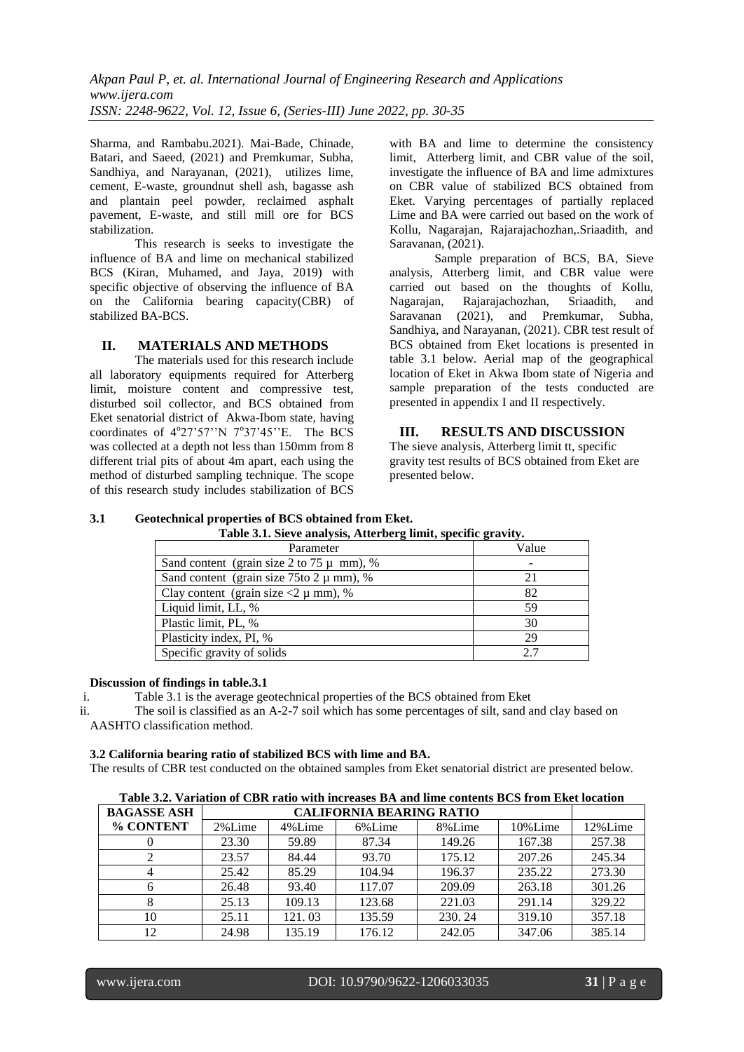Sharma, and Rambabu.2021). Mai-Bade, Chinade, Batari, and Saeed, (2021) and Premkumar, Subha, Sandhiya, and Narayanan, (2021), utilizes lime, cement, E-waste, groundnut shell ash, bagasse ash and plantain peel powder, reclaimed asphalt pavement, E-waste, and still mill ore for BCS stabilization.

This research is seeks to investigate the influence of BA and lime on mechanical stabilized BCS (Kiran, Muhamed, and Jaya, 2019) with specific objective of observing the influence of BA on the California bearing capacity(CBR) of stabilized BA-BCS.

## II. MATERIALS AND METHODS

The materials used for this research include all laboratory equipments required for Atterberg limit, moisture content and compressive test, disturbed soil collector, and BCS obtained from Eket senatorial district of Akwa-Ibom state, having coordinates of 4°27'57''N 7°37'45''E. The BCS was collected at a depth not less than 150mm from 8 different trial pits of about 4m apart, each using the method of disturbed sampling technique. The scope of this research study includes stabilization of BCS with BA and lime to determine the consistency limit, Atterberg limit, and CBR value of the soil, investigate the influence of BA and lime admixtures on CBR value of stabilized BCS obtained from Eket. Varying percentages of partially replaced Lime and BA were carried out based on the work of Kollu, Nagarajan, Rajarajachozhan,.Sriaadith, and Saravanan, (2021).

Sample preparation of BCS, BA, Sieve analysis, Atterberg limit, and CBR value were carried out based on the thoughts of Kollu, Nagarajan, Rajarajachozhan, Sriaadith, and Saravanan (2021), and Premkumar, Subha, Sandhiya, and Narayanan, (2021). CBR test result of BCS obtained from Eket locations is presented in table 3.1 below. Aerial map of the geographical location of Eket in Akwa Ibom state of Nigeria and sample preparation of the tests conducted are presented in appendix I and II respectively.

## III. RESULTS AND DISCUSSION

The sieve analysis, Atterberg limit tt, specific gravity test results of BCS obtained from Eket are presented below.

### 3.1 Geotechnical properties of BCS obtained from Eket.

**Table 3.1. Sieve analysis, Atterberg limit, specific gravity.**

| Parameter | Value |
|---|---|
| Sand content (grain size 2 to 75 µ mm), % | - |
| Sand content (grain size 75to 2 µ mm), % | 21 |
| Clay content (grain size <2 µ mm), % | 82 |
| Liquid limit, LL, % | 59 |
| Plastic limit, PL, % | 30 |
| Plasticity index, PI, % | 29 |
| Specific gravity of solids | 2.7 |

**Discussion of findings in table.3.1**

i. Table 3.1 is the average geotechnical properties of the BCS obtained from Eket

ii. The soil is classified as an A-2-7 soil which has some percentages of silt, sand and clay based on AASHTO classification method.

**3.2 California bearing ratio of stabilized BCS with lime and BA.**

The results of CBR test conducted on the obtained samples from Eket senatorial district are presented below.

**Table 3.2. Variation of CBR ratio with increases BA and lime contents BCS from Eket location**

| BAGASSE ASH | CALIFORNIA BEARING RATIO | | | | | |
|---|---|---|---|---|---|---|
| % CONTENT | 2%Lime | 4%Lime | 6%Lime | 8%Lime | 10%Lime | 12%Lime |
| 0 | 23.30 | 59.89 | 87.34 | 149.26 | 167.38 | 257.38 |
| 2 | 23.57 | 84.44 | 93.70 | 175.12 | 207.26 | 245.34 |
| 4 | 25.42 | 85.29 | 104.94 | 196.37 | 235.22 | 273.30 |
| 6 | 26.48 | 93.40 | 117.07 | 209.09 | 263.18 | 301.26 |
| 8 | 25.13 | 109.13 | 123.68 | 221.03 | 291.14 | 329.22 |
| 10 | 25.11 | 121. 03 | 135.59 | 230. 24 | 319.10 | 357.18 |
| 12 | 24.98 | 135.19 | 176.12 | 242.05 | 347.06 | 385.14 |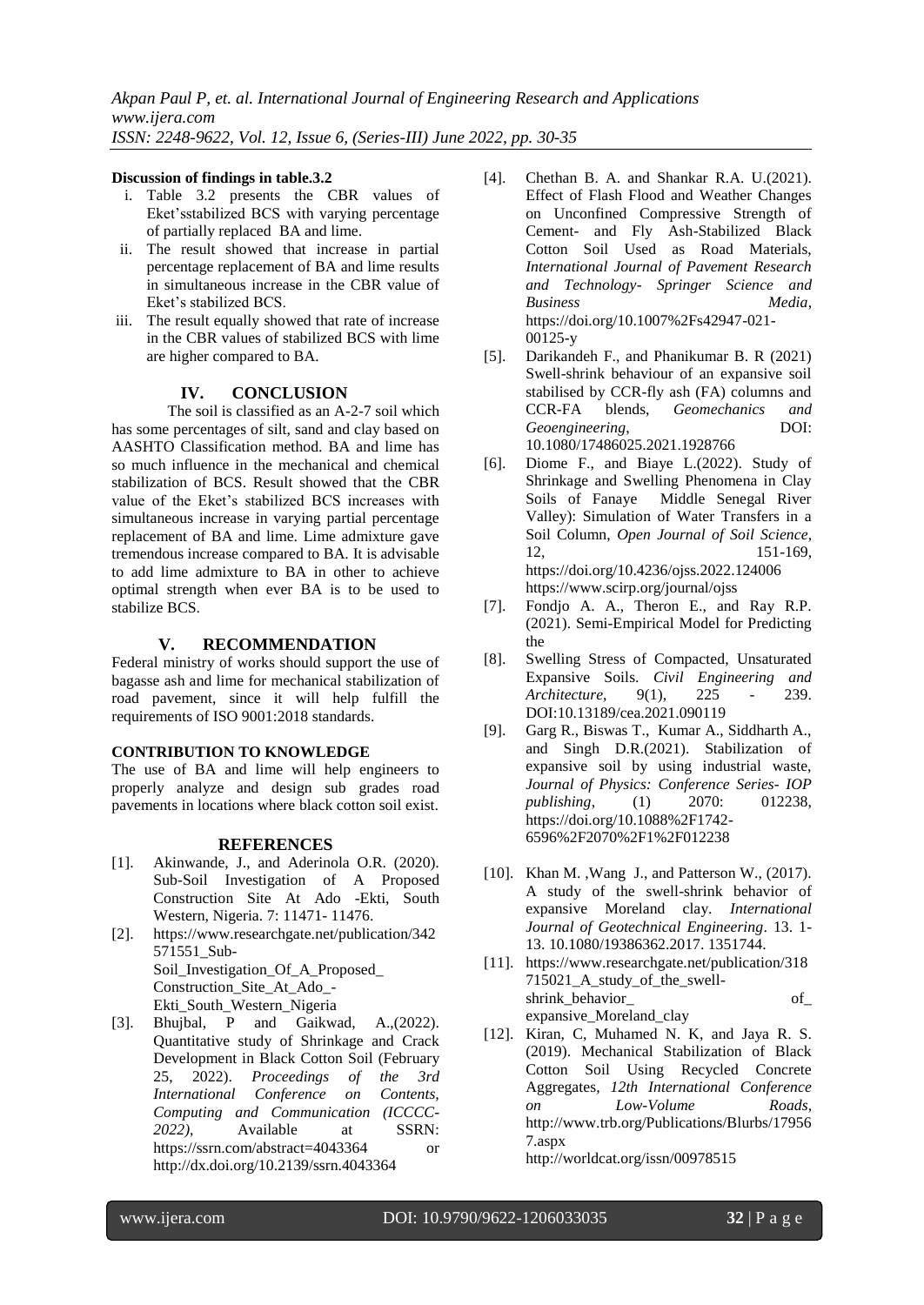**Discussion of findings in table.3.2**

i. Table 3.2 presents the CBR values of Eket'sstabilized BCS with varying percentage of partially replaced BA and lime.
ii. The result showed that increase in partial percentage replacement of BA and lime results in simultaneous increase in the CBR value of Eket's stabilized BCS.
iii. The result equally showed that rate of increase in the CBR values of stabilized BCS with lime are higher compared to BA.

## IV. CONCLUSION

The soil is classified as an A-2-7 soil which has some percentages of silt, sand and clay based on AASHTO Classification method. BA and lime has so much influence in the mechanical and chemical stabilization of BCS. Result showed that the CBR value of the Eket's stabilized BCS increases with simultaneous increase in varying partial percentage replacement of BA and lime. Lime admixture gave tremendous increase compared to BA. It is advisable to add lime admixture to BA in other to achieve optimal strength when ever BA is to be used to stabilize BCS.

## V. RECOMMENDATION

Federal ministry of works should support the use of bagasse ash and lime for mechanical stabilization of road pavement, since it will help fulfill the requirements of ISO 9001:2018 standards.

**CONTRIBUTION TO KNOWLEDGE**

The use of BA and lime will help engineers to properly analyze and design sub grades road pavements in locations where black cotton soil exist.

## REFERENCES

[1]. Akinwande, J., and Aderinola O.R. (2020). Sub-Soil Investigation of A Proposed Construction Site At Ado -Ekti, South Western, Nigeria. 7: 11471- 11476.

[2]. https://www.researchgate.net/publication/342571551_Sub-Soil_Investigation_Of_A_Proposed_Construction_Site_At_Ado_-Ekti_South_Western_Nigeria

[3]. Bhujbal, P and Gaikwad, A.,(2022). Quantitative study of Shrinkage and Crack Development in Black Cotton Soil (February 25, 2022). *Proceedings of the 3rd International Conference on Contents, Computing and Communication (ICCCC-2022)*, Available at SSRN: https://ssrn.com/abstract=4043364 or http://dx.doi.org/10.2139/ssrn.4043364

[4]. Chethan B. A. and Shankar R.A. U.(2021). Effect of Flash Flood and Weather Changes on Unconfined Compressive Strength of Cement- and Fly Ash-Stabilized Black Cotton Soil Used as Road Materials, *International Journal of Pavement Research and Technology- Springer Science and Business Media*, https://doi.org/10.1007%2Fs42947-021-00125-y

[5]. Darikandeh F., and Phanikumar B. R (2021) Swell-shrink behaviour of an expansive soil stabilised by CCR-fly ash (FA) columns and CCR-FA blends, *Geomechanics and Geoengineering*, DOI: 10.1080/17486025.2021.1928766

[6]. Diome F., and Biaye L.(2022). Study of Shrinkage and Swelling Phenomena in Clay Soils of Fanaye Middle Senegal River Valley): Simulation of Water Transfers in a Soil Column, *Open Journal of Soil Science*, 12, 151-169, https://doi.org/10.4236/ojss.2022.124006 https://www.scirp.org/journal/ojss

[7]. Fondjo A. A., Theron E., and Ray R.P. (2021). Semi-Empirical Model for Predicting the

[8]. Swelling Stress of Compacted, Unsaturated Expansive Soils. *Civil Engineering and Architecture*, 9(1), 225 - 239. DOI:10.13189/cea.2021.090119

[9]. Garg R., Biswas T., Kumar A., Siddharth A., and Singh D.R.(2021). Stabilization of expansive soil by using industrial waste, *Journal of Physics: Conference Series- IOP publishing*, (1) 2070: 012238, https://doi.org/10.1088%2F1742-6596%2F2070%2F1%2F012238

[10]. Khan M. ,Wang J., and Patterson W., (2017). A study of the swell-shrink behavior of expansive Moreland clay. *International Journal of Geotechnical Engineering*. 13. 1-13. 10.1080/19386362.2017. 1351744.

[11]. https://www.researchgate.net/publication/318715021_A_study_of_the_swell-shrink_behavior_of_expansive_Moreland_clay

[12]. Kiran, C, Muhamed N. K, and Jaya R. S. (2019). Mechanical Stabilization of Black Cotton Soil Using Recycled Concrete Aggregates, *12th International Conference on Low-Volume Roads*, http://www.trb.org/Publications/Blurbs/179567.aspx http://worldcat.org/issn/00978515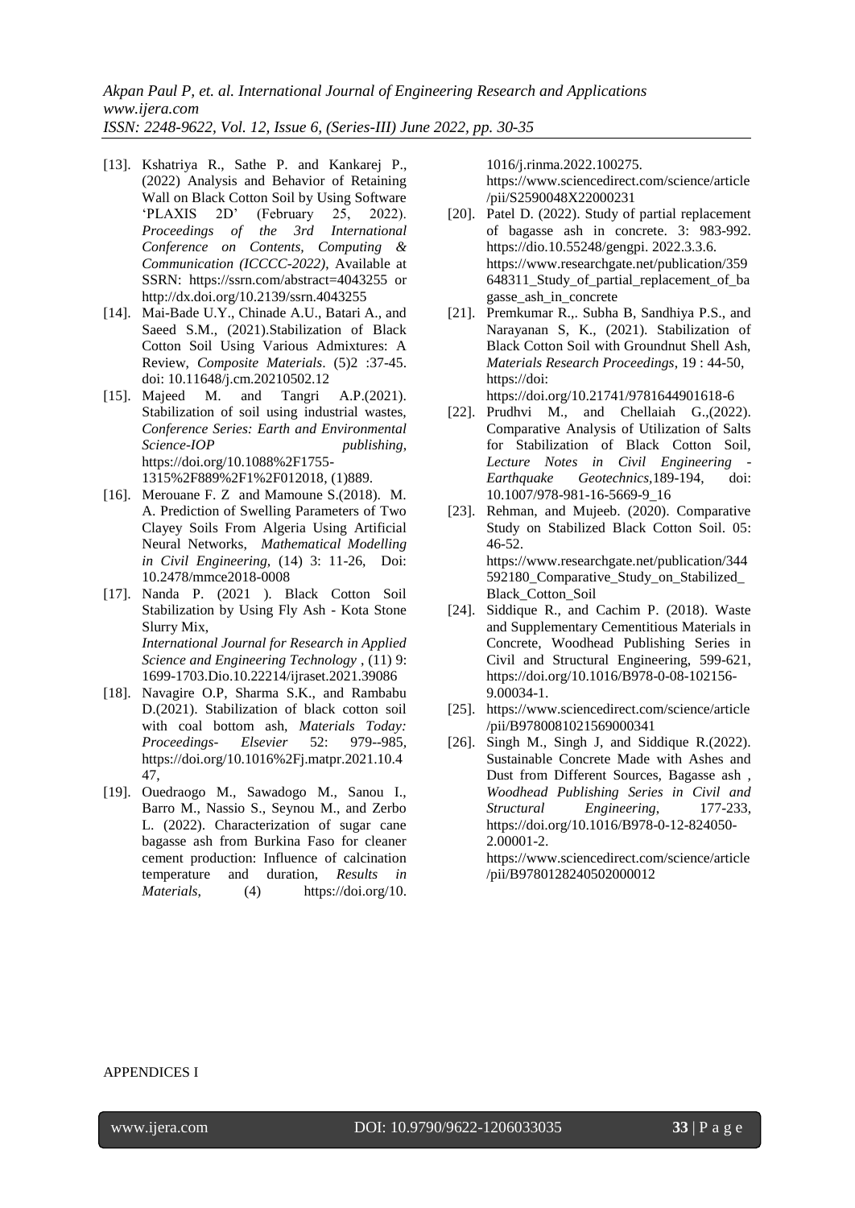[13]. Kshatriya R., Sathe P. and Kankarej P., (2022) Analysis and Behavior of Retaining Wall on Black Cotton Soil by Using Software 'PLAXIS 2D' (February 25, 2022). *Proceedings of the 3rd International Conference on Contents, Computing & Communication (ICCCC-2022)*, Available at SSRN: https://ssrn.com/abstract=4043255 or http://dx.doi.org/10.2139/ssrn.4043255

[14]. Mai-Bade U.Y., Chinade A.U., Batari A., and Saeed S.M., (2021).Stabilization of Black Cotton Soil Using Various Admixtures: A Review, *Composite Materials*. (5)2 :37-45. doi: 10.11648/j.cm.20210502.12

[15]. Majeed M. and Tangri A.P.(2021). Stabilization of soil using industrial wastes, *Conference Series: Earth and Environmental Science-IOP publishing*, https://doi.org/10.1088%2F1755-1315%2F889%2F1%2F012018, (1)889.

[16]. Merouane F. Z and Mamoune S.(2018). M. A. Prediction of Swelling Parameters of Two Clayey Soils From Algeria Using Artificial Neural Networks, *Mathematical Modelling in Civil Engineering*, (14) 3: 11-26, Doi: 10.2478/mmce2018-0008

[17]. Nanda P. (2021 ). Black Cotton Soil Stabilization by Using Fly Ash - Kota Stone Slurry Mix, *International Journal for Research in Applied Science and Engineering Technology* , (11) 9: 1699-1703.Dio.10.22214/ijraset.2021.39086

[18]. Navagire O.P, Sharma S.K., and Rambabu D.(2021). Stabilization of black cotton soil with coal bottom ash, *Materials Today: Proceedings- Elsevier* 52: 979--985, https://doi.org/10.1016%2Fj.matpr.2021.10.447,

[19]. Ouedraogo M., Sawadogo M., Sanou I., Barro M., Nassio S., Seynou M., and Zerbo L. (2022). Characterization of sugar cane bagasse ash from Burkina Faso for cleaner cement production: Influence of calcination temperature and duration, *Results in Materials*, (4) https://doi.org/10.1016/j.rinma.2022.100275. https://www.sciencedirect.com/science/article/pii/S2590048X22000231

[20]. Patel D. (2022). Study of partial replacement of bagasse ash in concrete. 3: 983-992. https://dio.10.55248/gengpi. 2022.3.3.6. https://www.researchgate.net/publication/359648311_Study_of_partial_replacement_of_bagasse_ash_in_concrete

[21]. Premkumar R.,. Subha B, Sandhiya P.S., and Narayanan S, K., (2021). Stabilization of Black Cotton Soil with Groundnut Shell Ash, *Materials Research Proceedings*, 19 : 44-50, https://doi: https://doi.org/10.21741/9781644901618-6

[22]. Prudhvi M., and Chellaiah G.,(2022). Comparative Analysis of Utilization of Salts for Stabilization of Black Cotton Soil, *Lecture Notes in Civil Engineering - Earthquake Geotechnics*,189-194, doi: 10.1007/978-981-16-5669-9_16

[23]. Rehman, and Mujeeb. (2020). Comparative Study on Stabilized Black Cotton Soil. 05: 46-52. https://www.researchgate.net/publication/344592180_Comparative_Study_on_Stabilized_Black_Cotton_Soil

[24]. Siddique R., and Cachim P. (2018). Waste and Supplementary Cementitious Materials in Concrete, Woodhead Publishing Series in Civil and Structural Engineering, 599-621, https://doi.org/10.1016/B978-0-08-102156-9.00034-1.

[25]. https://www.sciencedirect.com/science/article/pii/B9780081021569000341

[26]. Singh M., Singh J, and Siddique R.(2022). Sustainable Concrete Made with Ashes and Dust from Different Sources, Bagasse ash , *Woodhead Publishing Series in Civil and Structural Engineering*, 177-233, https://doi.org/10.1016/B978-0-12-824050-2.00001-2. https://www.sciencedirect.com/science/article/pii/B9780128240502000012

APPENDICES I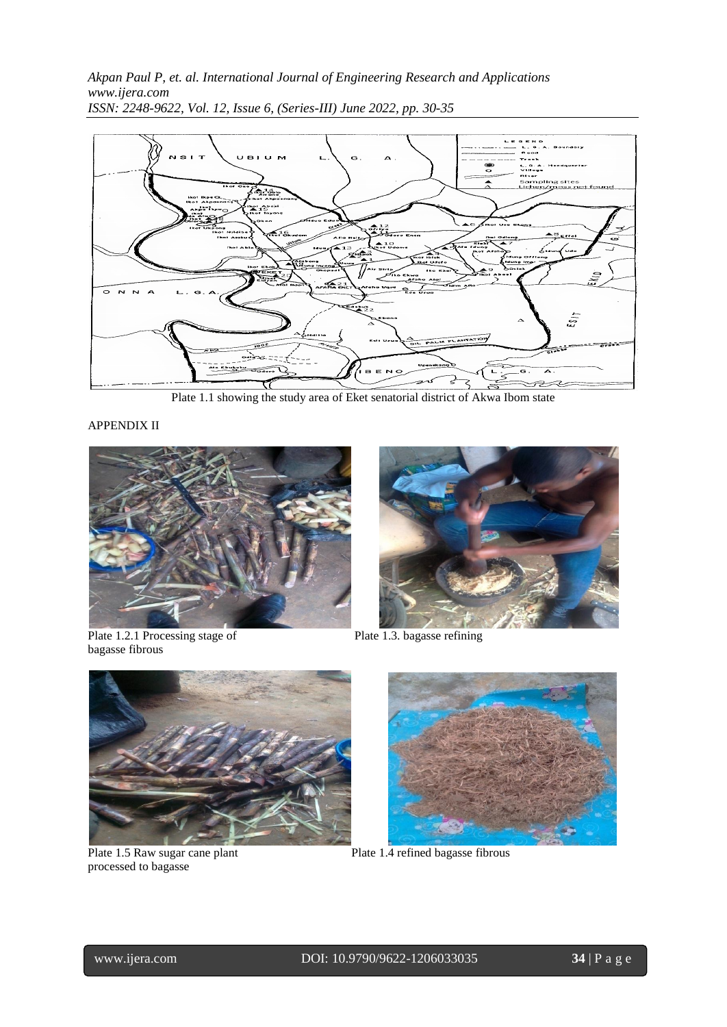Plate 1.1 showing the study area of Eket senatorial district of Akwa Ibom state

APPENDIX II

Plate 1.2.1 Processing stage of bagasse fibrous

Plate 1.3. bagasse refining

Plate 1.5 Raw sugar cane plant processed to bagasse

Plate 1.4 refined bagasse fibrous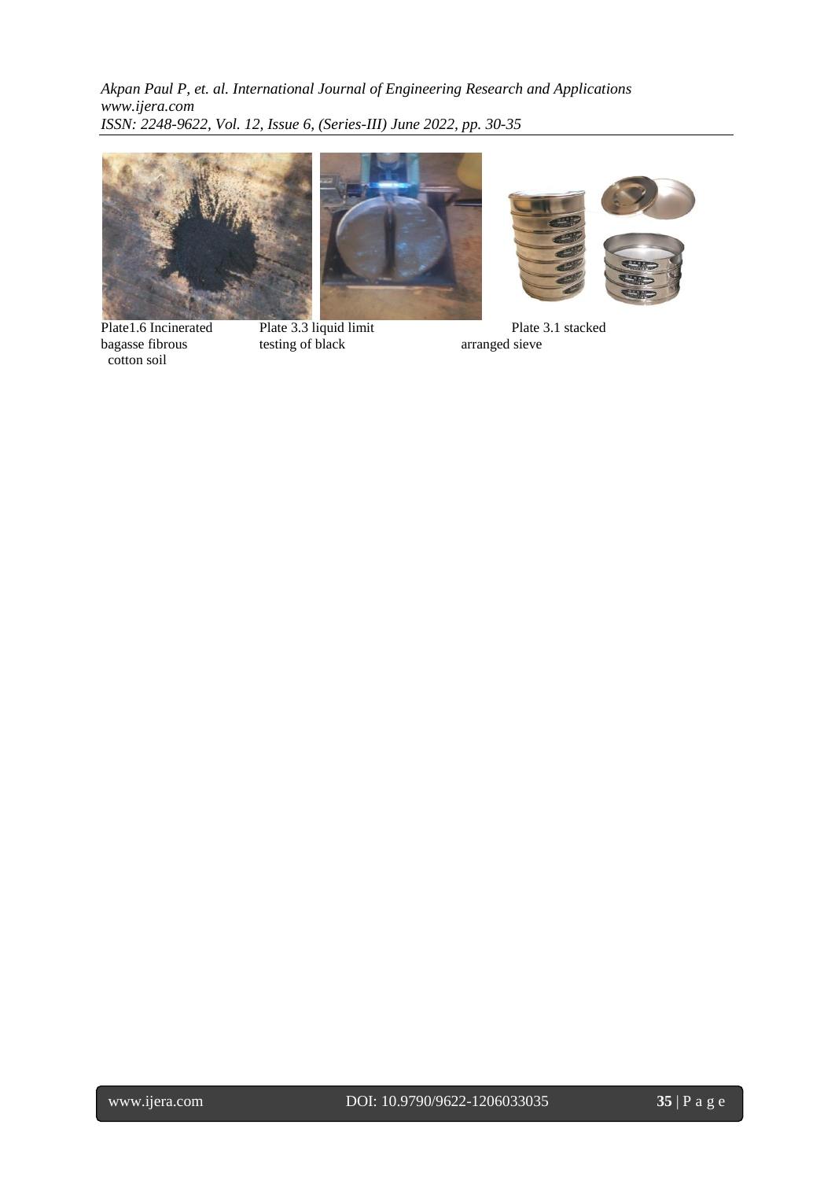Plate1.6 Incinerated bagasse fibrous

Plate 3.3 liquid limit testing of black cotton soil

Plate 3.1 stacked arranged sieve